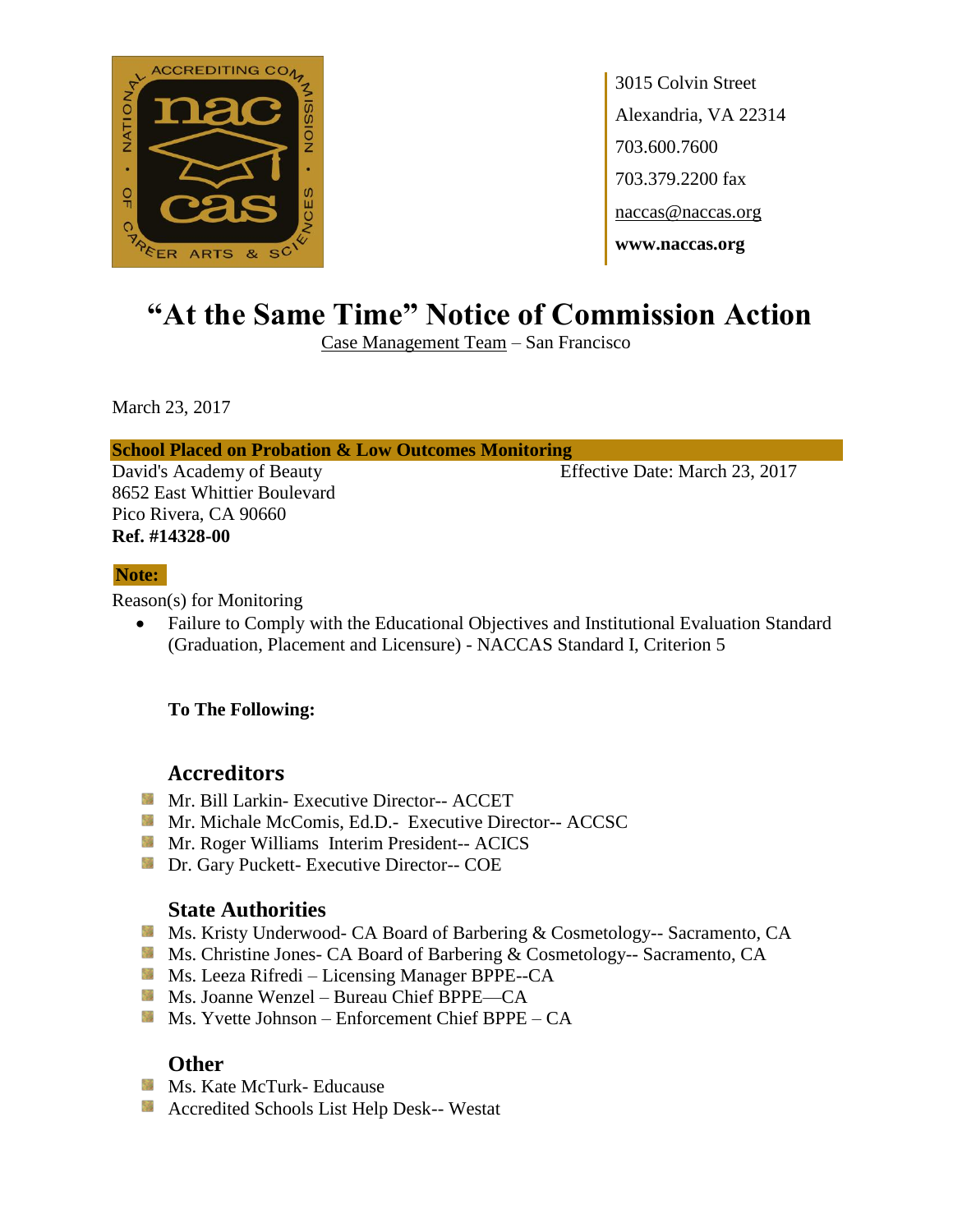3015 Colvin Street
Alexandria, VA 22314
703.600.7600
703.379.2200 fax
naccas@naccas.org
**www.naccas.org**

# "At the Same Time" Notice of Commission Action

Case Management Team – San Francisco

March 23, 2017

**School Placed on Probation & Low Outcomes Monitoring**

David's Academy of Beauty
8652 East Whittier Boulevard
Pico Rivera, CA 90660
**Ref. #14328-00**

Effective Date: March 23, 2017

**Note:**

Reason(s) for Monitoring

- Failure to Comply with the Educational Objectives and Institutional Evaluation Standard (Graduation, Placement and Licensure) - NACCAS Standard I, Criterion 5

**To The Following:**

## Accreditors

- Mr. Bill Larkin- Executive Director-- ACCET
- Mr. Michale McComis, Ed.D.- Executive Director-- ACCSC
- Mr. Roger Williams Interim President-- ACICS
- Dr. Gary Puckett- Executive Director-- COE

## State Authorities

- Ms. Kristy Underwood- CA Board of Barbering & Cosmetology-- Sacramento, CA
- Ms. Christine Jones- CA Board of Barbering & Cosmetology-- Sacramento, CA
- Ms. Leeza Rifredi – Licensing Manager BPPE--CA
- Ms. Joanne Wenzel – Bureau Chief BPPE—CA
- Ms. Yvette Johnson – Enforcement Chief BPPE – CA

## Other

- Ms. Kate McTurk- Educause
- Accredited Schools List Help Desk-- Westat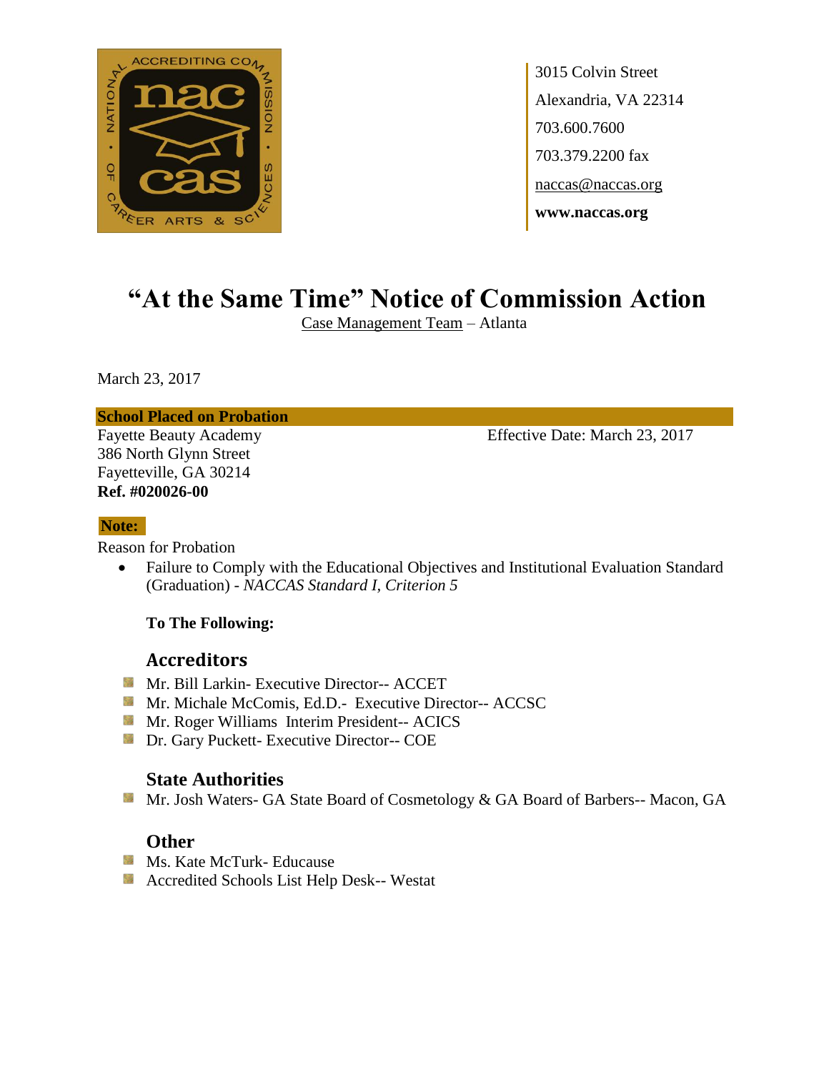3015 Colvin Street
Alexandria, VA 22314
703.600.7600
703.379.2200 fax
naccas@naccas.org
**www.naccas.org**

# "At the Same Time" Notice of Commission Action

Case Management Team – Atlanta

March 23, 2017

**School Placed on Probation**

Fayette Beauty Academy
386 North Glynn Street
Fayetteville, GA 30214
**Ref. #020026-00**

Effective Date: March 23, 2017

**Note:**

Reason for Probation

- Failure to Comply with the Educational Objectives and Institutional Evaluation Standard (Graduation) - *NACCAS Standard I, Criterion 5*

**To The Following:**

## Accreditors

- Mr. Bill Larkin- Executive Director-- ACCET
- Mr. Michale McComis, Ed.D.- Executive Director-- ACCSC
- Mr. Roger Williams Interim President-- ACICS
- Dr. Gary Puckett- Executive Director-- COE

## State Authorities

- Mr. Josh Waters- GA State Board of Cosmetology & GA Board of Barbers-- Macon, GA

## Other

- Ms. Kate McTurk- Educause
- Accredited Schools List Help Desk-- Westat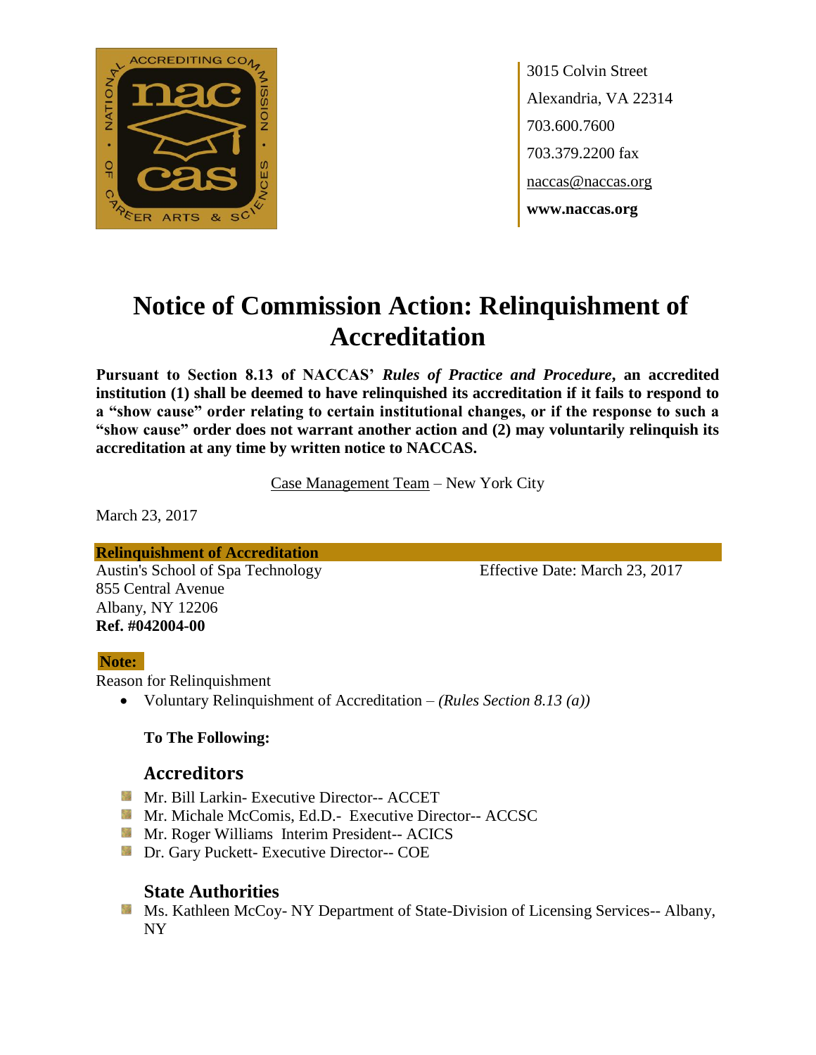3015 Colvin Street
Alexandria, VA 22314
703.600.7600
703.379.2200 fax
naccas@naccas.org
**www.naccas.org**

# Notice of Commission Action: Relinquishment of Accreditation

**Pursuant to Section 8.13 of NACCAS' *Rules of Practice and Procedure*, an accredited institution (1) shall be deemed to have relinquished its accreditation if it fails to respond to a "show cause" order relating to certain institutional changes, or if the response to such a "show cause" order does not warrant another action and (2) may voluntarily relinquish its accreditation at any time by written notice to NACCAS.**

Case Management Team – New York City

March 23, 2017

**Relinquishment of Accreditation**

Austin's School of Spa Technology — Effective Date: March 23, 2017
855 Central Avenue
Albany, NY 12206
**Ref. #042004-00**

**Note:**

Reason for Relinquishment

- Voluntary Relinquishment of Accreditation – *(Rules Section 8.13 (a))*

**To The Following:**

## Accreditors

- Mr. Bill Larkin- Executive Director-- ACCET
- Mr. Michale McComis, Ed.D.- Executive Director-- ACCSC
- Mr. Roger Williams Interim President-- ACICS
- Dr. Gary Puckett- Executive Director-- COE

## State Authorities

- Ms. Kathleen McCoy- NY Department of State-Division of Licensing Services-- Albany, NY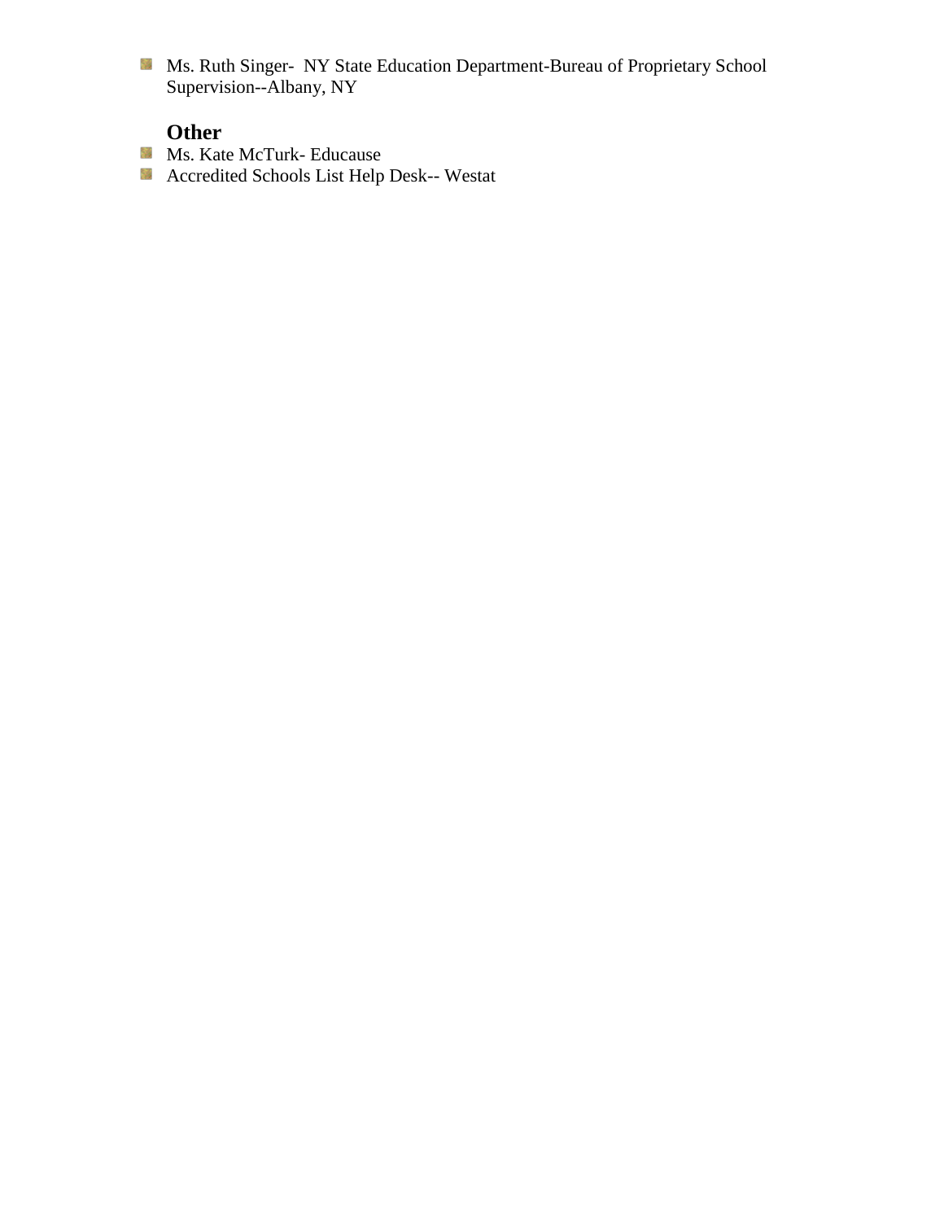- Ms. Ruth Singer- NY State Education Department-Bureau of Proprietary School Supervision--Albany, NY

### Other

- Ms. Kate McTurk- Educause
- Accredited Schools List Help Desk-- Westat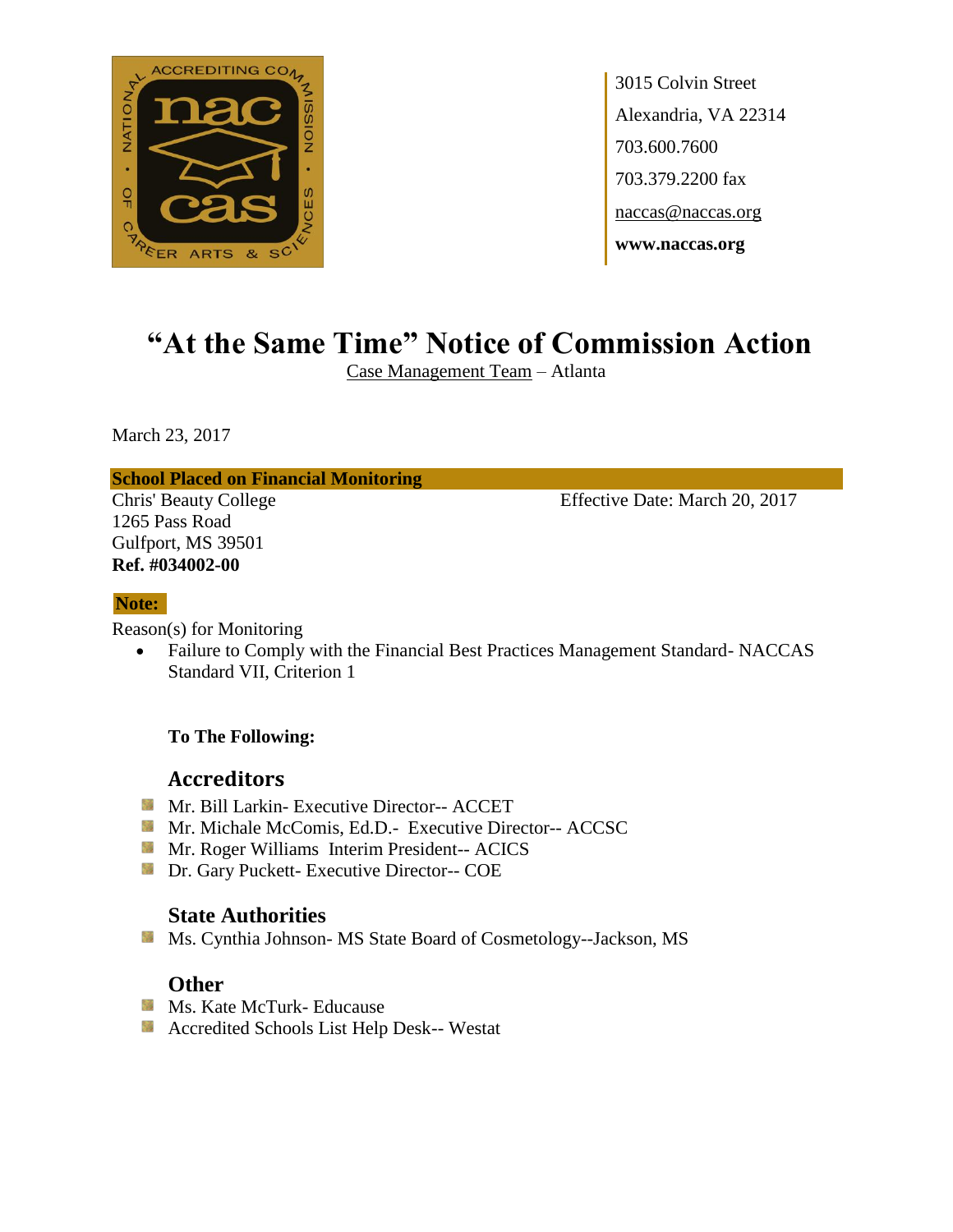3015 Colvin Street
Alexandria, VA 22314
703.600.7600
703.379.2200 fax
naccas@naccas.org
**www.naccas.org**

# "At the Same Time" Notice of Commission Action

Case Management Team – Atlanta

March 23, 2017

**School Placed on Financial Monitoring**

Chris' Beauty College
1265 Pass Road
Gulfport, MS 39501
**Ref. #034002-00**

Effective Date: March 20, 2017

**Note:**

Reason(s) for Monitoring

- Failure to Comply with the Financial Best Practices Management Standard- NACCAS Standard VII, Criterion 1

**To The Following:**

## Accreditors

- Mr. Bill Larkin- Executive Director-- ACCET
- Mr. Michale McComis, Ed.D.- Executive Director-- ACCSC
- Mr. Roger Williams Interim President-- ACICS
- Dr. Gary Puckett- Executive Director-- COE

## State Authorities

- Ms. Cynthia Johnson- MS State Board of Cosmetology--Jackson, MS

## Other

- Ms. Kate McTurk- Educause
- Accredited Schools List Help Desk-- Westat